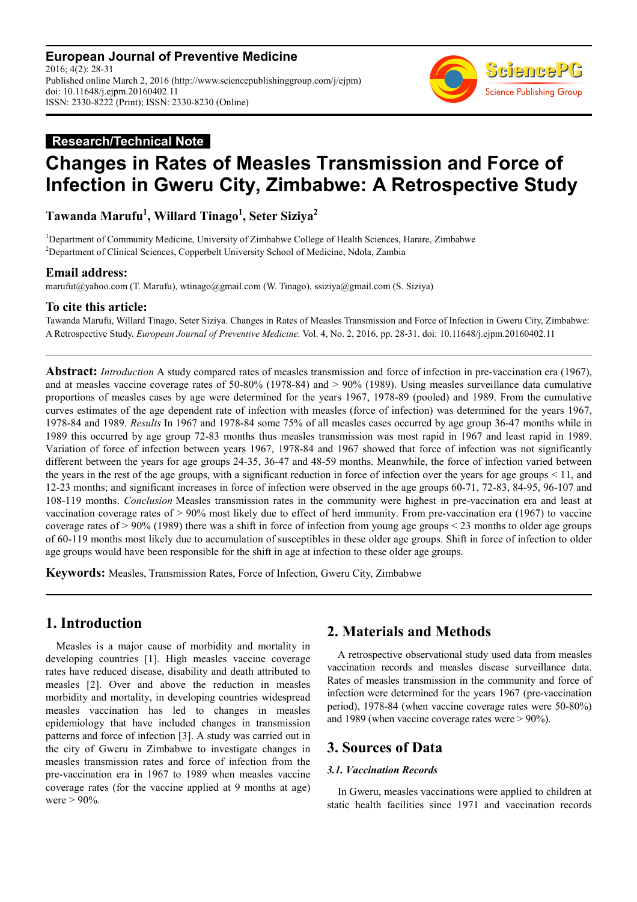**European Journal of Preventive Medicine**
2016; 4(2): 28-31
Published online March 2, 2016 (http://www.sciencepublishinggroup.com/j/ejpm)
doi: 10.11648/j.ejpm.20160402.11
ISSN: 2330-8222 (Print); ISSN: 2330-8230 (Online)

**Research/Technical Note**

# Changes in Rates of Measles Transmission and Force of Infection in Gweru City, Zimbabwe: A Retrospective Study

**Tawanda Marufu[1], Willard Tinago[1], Seter Siziya[2]**

[1]Department of Community Medicine, University of Zimbabwe College of Health Sciences, Harare, Zimbabwe
[2]Department of Clinical Sciences, Copperbelt University School of Medicine, Ndola, Zambia

## Email address:

marufut@yahoo.com (T. Marufu), wtinago@gmail.com (W. Tinago), ssiziya@gmail.com (S. Siziya)

## To cite this article:

Tawanda Marufu, Willard Tinago, Seter Siziya. Changes in Rates of Measles Transmission and Force of Infection in Gweru City, Zimbabwe: A Retrospective Study. *European Journal of Preventive Medicine.* Vol. 4, No. 2, 2016, pp. 28-31. doi: 10.11648/j.ejpm.20160402.11

**Abstract:** *Introduction* A study compared rates of measles transmission and force of infection in pre-vaccination era (1967), and at measles vaccine coverage rates of 50-80% (1978-84) and > 90% (1989). Using measles surveillance data cumulative proportions of measles cases by age were determined for the years 1967, 1978-89 (pooled) and 1989. From the cumulative curves estimates of the age dependent rate of infection with measles (force of infection) was determined for the years 1967, 1978-84 and 1989. *Results* In 1967 and 1978-84 some 75% of all measles cases occurred by age group 36-47 months while in 1989 this occurred by age group 72-83 months thus measles transmission was most rapid in 1967 and least rapid in 1989. Variation of force of infection between years 1967, 1978-84 and 1967 showed that force of infection was not significantly different between the years for age groups 24-35, 36-47 and 48-59 months. Meanwhile, the force of infection varied between the years in the rest of the age groups, with a significant reduction in force of infection over the years for age groups < 11, and 12-23 months; and significant increases in force of infection were observed in the age groups 60-71, 72-83, 84-95, 96-107 and 108-119 months. *Conclusion* Measles transmission rates in the community were highest in pre-vaccination era and least at vaccination coverage rates of > 90% most likely due to effect of herd immunity. From pre-vaccination era (1967) to vaccine coverage rates of > 90% (1989) there was a shift in force of infection from young age groups < 23 months to older age groups of 60-119 months most likely due to accumulation of susceptibles in these older age groups. Shift in force of infection to older age groups would have been responsible for the shift in age at infection to these older age groups.

**Keywords:** Measles, Transmission Rates, Force of Infection, Gweru City, Zimbabwe

## 1. Introduction

Measles is a major cause of morbidity and mortality in developing countries [1]. High measles vaccine coverage rates have reduced disease, disability and death attributed to measles [2]. Over and above the reduction in measles morbidity and mortality, in developing countries widespread measles vaccination has led to changes in measles epidemiology that have included changes in transmission patterns and force of infection [3]. A study was carried out in the city of Gweru in Zimbabwe to investigate changes in measles transmission rates and force of infection from the pre-vaccination era in 1967 to 1989 when measles vaccine coverage rates (for the vaccine applied at 9 months at age) were > 90%.

## 2. Materials and Methods

A retrospective observational study used data from measles vaccination records and measles disease surveillance data. Rates of measles transmission in the community and force of infection were determined for the years 1967 (pre-vaccination period), 1978-84 (when vaccine coverage rates were 50-80%) and 1989 (when vaccine coverage rates were > 90%).

## 3. Sources of Data

### 3.1. Vaccination Records

In Gweru, measles vaccinations were applied to children at static health facilities since 1971 and vaccination records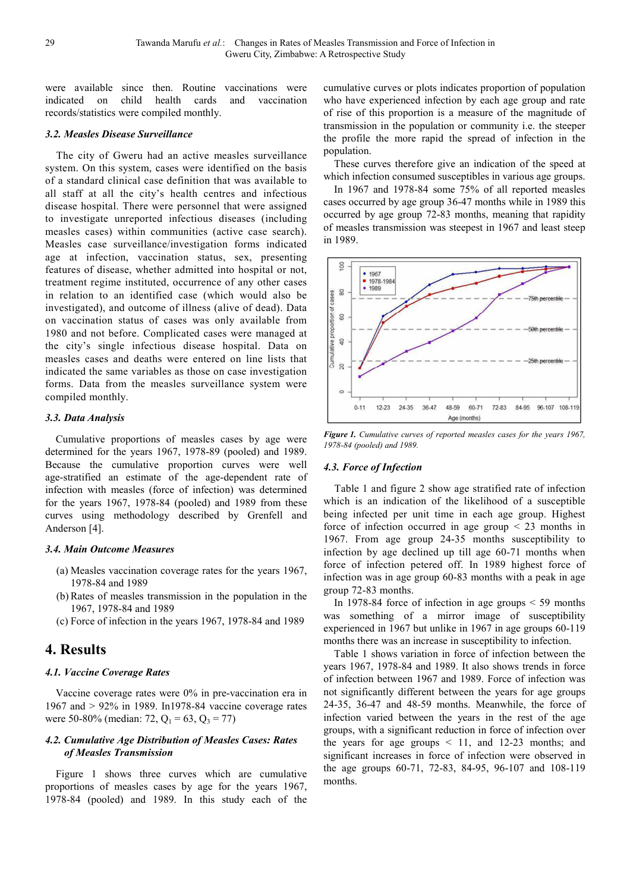were available since then. Routine vaccinations were indicated on child health cards and vaccination records/statistics were compiled monthly.

### 3.2. Measles Disease Surveillance

The city of Gweru had an active measles surveillance system. On this system, cases were identified on the basis of a standard clinical case definition that was available to all staff at all the city's health centres and infectious disease hospital. There were personnel that were assigned to investigate unreported infectious diseases (including measles cases) within communities (active case search). Measles case surveillance/investigation forms indicated age at infection, vaccination status, sex, presenting features of disease, whether admitted into hospital or not, treatment regime instituted, occurrence of any other cases in relation to an identified case (which would also be investigated), and outcome of illness (alive of dead). Data on vaccination status of cases was only available from 1980 and not before. Complicated cases were managed at the city's single infectious disease hospital. Data on measles cases and deaths were entered on line lists that indicated the same variables as those on case investigation forms. Data from the measles surveillance system were compiled monthly.

### 3.3. Data Analysis

Cumulative proportions of measles cases by age were determined for the years 1967, 1978-89 (pooled) and 1989. Because the cumulative proportion curves were well age-stratified an estimate of the age-dependent rate of infection with measles (force of infection) was determined for the years 1967, 1978-84 (pooled) and 1989 from these curves using methodology described by Grenfell and Anderson [4].

### 3.4. Main Outcome Measures

(a) Measles vaccination coverage rates for the years 1967, 1978-84 and 1989
(b) Rates of measles transmission in the population in the 1967, 1978-84 and 1989
(c) Force of infection in the years 1967, 1978-84 and 1989

## 4. Results

### 4.1. Vaccine Coverage Rates

Vaccine coverage rates were 0% in pre-vaccination era in 1967 and > 92% in 1989. In1978-84 vaccine coverage rates were 50-80% (median: 72, $Q_1 = 63$, $Q_3 = 77$)

### 4.2. Cumulative Age Distribution of Measles Cases: Rates of Measles Transmission

Figure 1 shows three curves which are cumulative proportions of measles cases by age for the years 1967, 1978-84 (pooled) and 1989. In this study each of the cumulative curves or plots indicates proportion of population who have experienced infection by each age group and rate of rise of this proportion is a measure of the magnitude of transmission in the population or community i.e. the steeper the profile the more rapid the spread of infection in the population.

These curves therefore give an indication of the speed at which infection consumed susceptibles in various age groups.

In 1967 and 1978-84 some 75% of all reported measles cases occurred by age group 36-47 months while in 1989 this occurred by age group 72-83 months, meaning that rapidity of measles transmission was steepest in 1967 and least steep in 1989.

*Figure 1. Cumulative curves of reported measles cases for the years 1967, 1978-84 (pooled) and 1989.*

### 4.3. Force of Infection

Table 1 and figure 2 show age stratified rate of infection which is an indication of the likelihood of a susceptible being infected per unit time in each age group. Highest force of infection occurred in age group < 23 months in 1967. From age group 24-35 months susceptibility to infection by age declined up till age 60-71 months when force of infection petered off. In 1989 highest force of infection was in age group 60-83 months with a peak in age group 72-83 months.

In 1978-84 force of infection in age groups < 59 months was something of a mirror image of susceptibility experienced in 1967 but unlike in 1967 in age groups 60-119 months there was an increase in susceptibility to infection.

Table 1 shows variation in force of infection between the years 1967, 1978-84 and 1989. It also shows trends in force of infection between 1967 and 1989. Force of infection was not significantly different between the years for age groups 24-35, 36-47 and 48-59 months. Meanwhile, the force of infection varied between the years in the rest of the age groups, with a significant reduction in force of infection over the years for age groups < 11, and 12-23 months; and significant increases in force of infection were observed in the age groups 60-71, 72-83, 84-95, 96-107 and 108-119 months.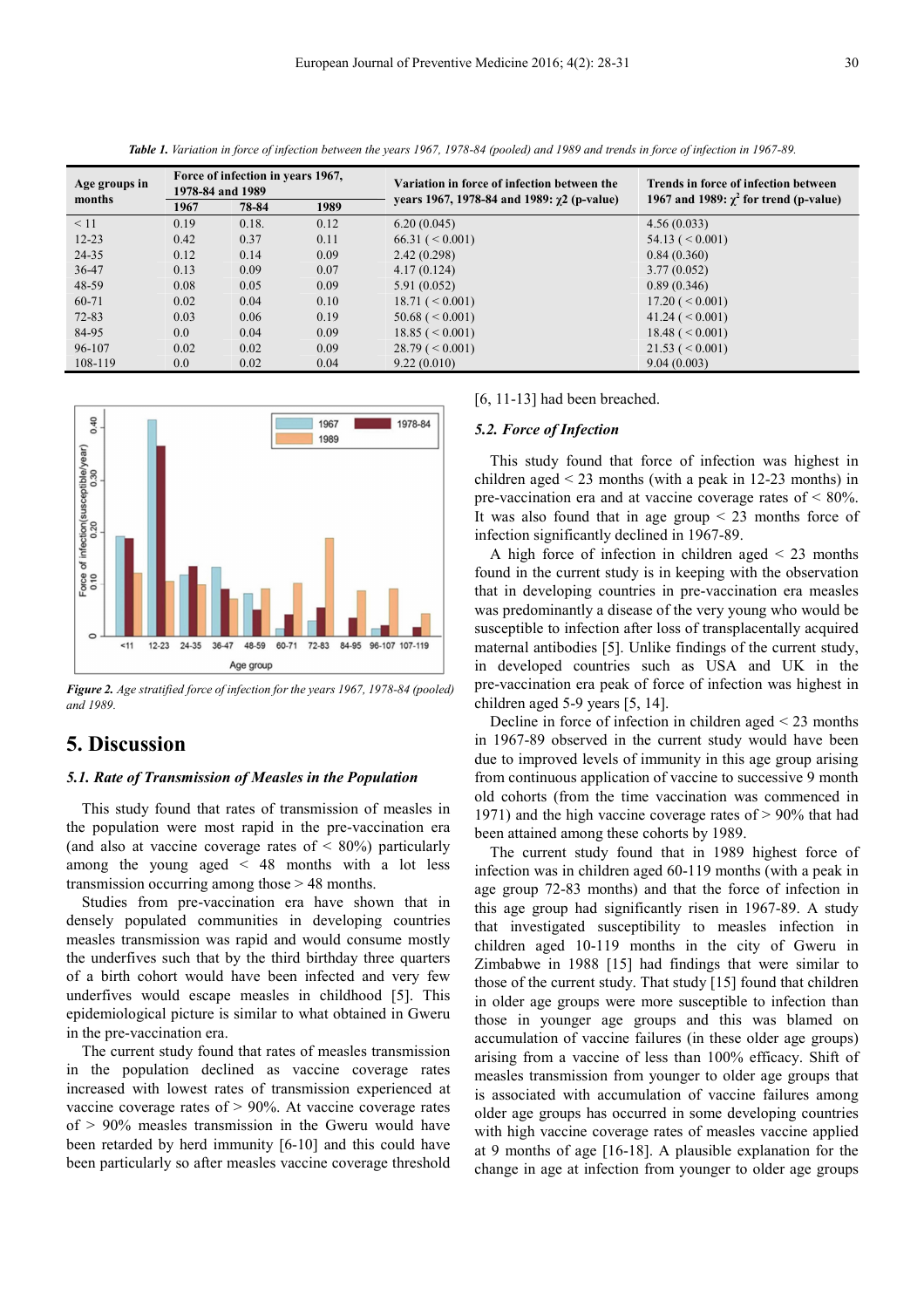*Table 1. Variation in force of infection between the years 1967, 1978-84 (pooled) and 1989 and trends in force of infection in 1967-89.*

| Age groups in months | Force of infection in years 1967, 1978-84 and 1989 | | | Variation in force of infection between the years 1967, 1978-84 and 1989: $\chi 2$ (p-value) | Trends in force of infection between 1967 and 1989: $\chi^2$ for trend (p-value) |
|---|---|---|---|---|---|
| | 1967 | 78-84 | 1989 | | |
| < 11 | 0.19 | 0.18. | 0.12 | 6.20 (0.045) | 4.56 (0.033) |
| 12-23 | 0.42 | 0.37 | 0.11 | 66.31 ( < 0.001) | 54.13 ( < 0.001) |
| 24-35 | 0.12 | 0.14 | 0.09 | 2.42 (0.298) | 0.84 (0.360) |
| 36-47 | 0.13 | 0.09 | 0.07 | 4.17 (0.124) | 3.77 (0.052) |
| 48-59 | 0.08 | 0.05 | 0.09 | 5.91 (0.052) | 0.89 (0.346) |
| 60-71 | 0.02 | 0.04 | 0.10 | 18.71 ( < 0.001) | 17.20 ( < 0.001) |
| 72-83 | 0.03 | 0.06 | 0.19 | 50.68 ( < 0.001) | 41.24 ( < 0.001) |
| 84-95 | 0.0 | 0.04 | 0.09 | 18.85 ( < 0.001) | 18.48 ( < 0.001) |
| 96-107 | 0.02 | 0.02 | 0.09 | 28.79 ( < 0.001) | 21.53 ( < 0.001) |
| 108-119 | 0.0 | 0.02 | 0.04 | 9.22 (0.010) | 9.04 (0.003) |

*Figure 2. Age stratified force of infection for the years 1967, 1978-84 (pooled) and 1989.*

## 5. Discussion

### 5.1. Rate of Transmission of Measles in the Population

This study found that rates of transmission of measles in the population were most rapid in the pre-vaccination era (and also at vaccine coverage rates of < 80%) particularly among the young aged < 48 months with a lot less transmission occurring among those > 48 months.

Studies from pre-vaccination era have shown that in densely populated communities in developing countries measles transmission was rapid and would consume mostly the underfives such that by the third birthday three quarters of a birth cohort would have been infected and very few underfives would escape measles in childhood [5]. This epidemiological picture is similar to what obtained in Gweru in the pre-vaccination era.

The current study found that rates of measles transmission in the population declined as vaccine coverage rates increased with lowest rates of transmission experienced at vaccine coverage rates of > 90%. At vaccine coverage rates of > 90% measles transmission in the Gweru would have been retarded by herd immunity [6-10] and this could have been particularly so after measles vaccine coverage threshold [6, 11-13] had been breached.

### 5.2. Force of Infection

This study found that force of infection was highest in children aged < 23 months (with a peak in 12-23 months) in pre-vaccination era and at vaccine coverage rates of < 80%. It was also found that in age group < 23 months force of infection significantly declined in 1967-89.

A high force of infection in children aged < 23 months found in the current study is in keeping with the observation that in developing countries in pre-vaccination era measles was predominantly a disease of the very young who would be susceptible to infection after loss of transplacentally acquired maternal antibodies [5]. Unlike findings of the current study, in developed countries such as USA and UK in the pre-vaccination era peak of force of infection was highest in children aged 5-9 years [5, 14].

Decline in force of infection in children aged < 23 months in 1967-89 observed in the current study would have been due to improved levels of immunity in this age group arising from continuous application of vaccine to successive 9 month old cohorts (from the time vaccination was commenced in 1971) and the high vaccine coverage rates of > 90% that had been attained among these cohorts by 1989.

The current study found that in 1989 highest force of infection was in children aged 60-119 months (with a peak in age group 72-83 months) and that the force of infection in this age group had significantly risen in 1967-89. A study that investigated susceptibility to measles infection in children aged 10-119 months in the city of Gweru in Zimbabwe in 1988 [15] had findings that were similar to those of the current study. That study [15] found that children in older age groups were more susceptible to infection than those in younger age groups and this was blamed on accumulation of vaccine failures (in these older age groups) arising from a vaccine of less than 100% efficacy. Shift of measles transmission from younger to older age groups that is associated with accumulation of vaccine failures among older age groups has occurred in some developing countries with high vaccine coverage rates of measles vaccine applied at 9 months of age [16-18]. A plausible explanation for the change in age at infection from younger to older age groups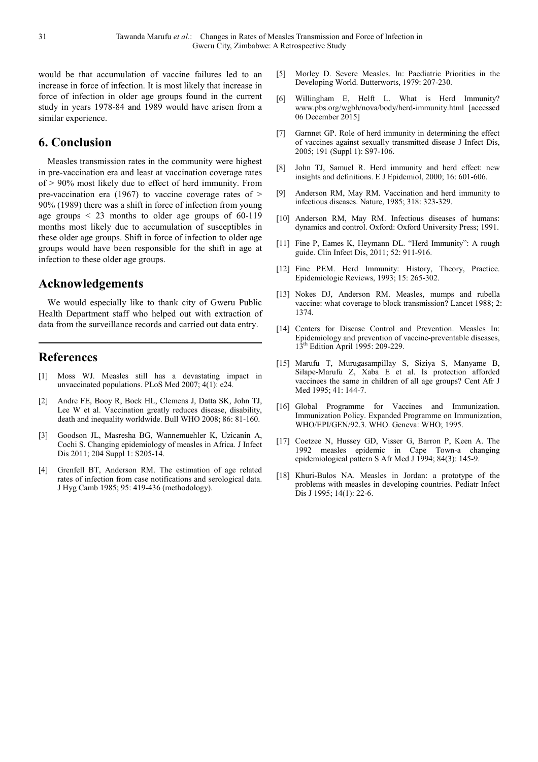would be that accumulation of vaccine failures led to an increase in force of infection. It is most likely that increase in force of infection in older age groups found in the current study in years 1978-84 and 1989 would have arisen from a similar experience.

## 6. Conclusion

Measles transmission rates in the community were highest in pre-vaccination era and least at vaccination coverage rates of > 90% most likely due to effect of herd immunity. From pre-vaccination era (1967) to vaccine coverage rates of > 90% (1989) there was a shift in force of infection from young age groups < 23 months to older age groups of 60-119 months most likely due to accumulation of susceptibles in these older age groups. Shift in force of infection to older age groups would have been responsible for the shift in age at infection to these older age groups.

## Acknowledgements

We would especially like to thank city of Gweru Public Health Department staff who helped out with extraction of data from the surveillance records and carried out data entry.

## References

[1] Moss WJ. Measles still has a devastating impact in unvaccinated populations. PLoS Med 2007; 4(1): e24.

[2] Andre FE, Booy R, Bock HL, Clemens J, Datta SK, John TJ, Lee W et al. Vaccination greatly reduces disease, disability, death and inequality worldwide. Bull WHO 2008; 86: 81-160.

[3] Goodson JL, Masresha BG, Wannemuehler K, Uzicanin A, Cochi S. Changing epidemiology of measles in Africa. J Infect Dis 2011; 204 Suppl 1: S205-14.

[4] Grenfell BT, Anderson RM. The estimation of age related rates of infection from case notifications and serological data. J Hyg Camb 1985; 95: 419-436 (methodology).

[5] Morley D. Severe Measles. In: Paediatric Priorities in the Developing World. Butterworts, 1979: 207-230.

[6] Willingham E, Helft L. What is Herd Immunity? www.pbs.org/wgbh/nova/body/herd-immunity.html [accessed 06 December 2015]

[7] Garnnet GP. Role of herd immunity in determining the effect of vaccines against sexually transmitted disease J Infect Dis, 2005; 191 (Suppl 1): S97-106.

[8] John TJ, Samuel R. Herd immunity and herd effect: new insights and definitions. E J Epidemiol, 2000; 16: 601-606.

[9] Anderson RM, May RM. Vaccination and herd immunity to infectious diseases. Nature, 1985; 318: 323-329.

[10] Anderson RM, May RM. Infectious diseases of humans: dynamics and control. Oxford: Oxford University Press; 1991.

[11] Fine P, Eames K, Heymann DL. "Herd Immunity": A rough guide. Clin Infect Dis, 2011; 52: 911-916.

[12] Fine PEM. Herd Immunity: History, Theory, Practice. Epidemiologic Reviews, 1993; 15: 265-302.

[13] Nokes DJ, Anderson RM. Measles, mumps and rubella vaccine: what coverage to block transmission? Lancet 1988; 2: 1374.

[14] Centers for Disease Control and Prevention. Measles In: Epidemiology and prevention of vaccine-preventable diseases, 13th Edition April 1995: 209-229.

[15] Marufu T, Murugasampillay S, Siziya S, Manyame B, Silape-Marufu Z, Xaba E et al. Is protection afforded vaccinees the same in children of all age groups? Cent Afr J Med 1995; 41: 144-7.

[16] Global Programme for Vaccines and Immunization. Immunization Policy. Expanded Programme on Immunization, WHO/EPI/GEN/92.3. WHO. Geneva: WHO; 1995.

[17] Coetzee N, Hussey GD, Visser G, Barron P, Keen A. The 1992 measles epidemic in Cape Town-a changing epidemiological pattern S Afr Med J 1994; 84(3): 145-9.

[18] Khuri-Bulos NA. Measles in Jordan: a prototype of the problems with measles in developing countries. Pediatr Infect Dis J 1995; 14(1): 22-6.